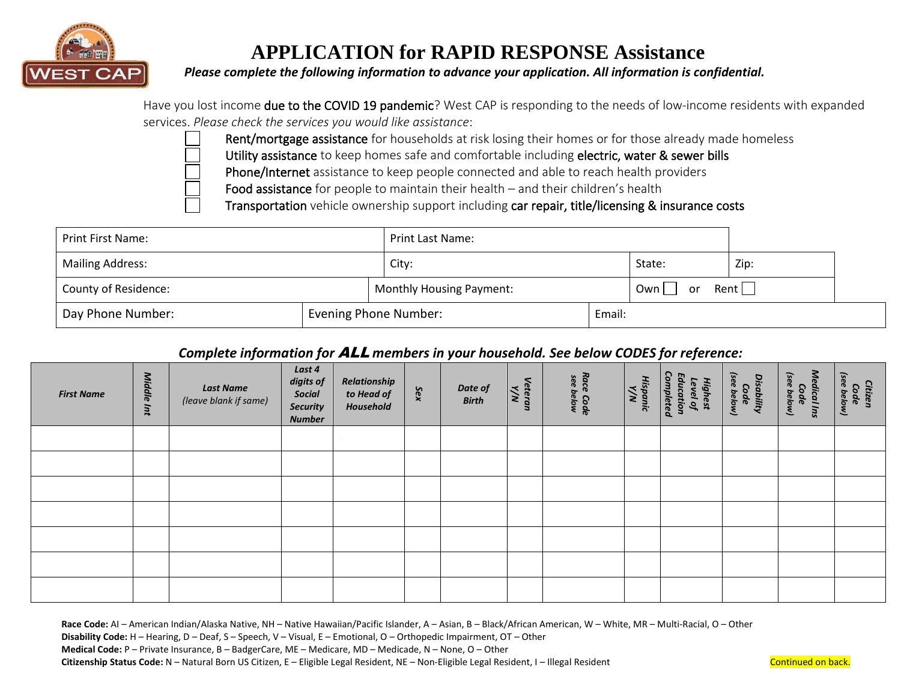WEST CAP

# APPLICATION for RAPID RESPONSE Assistance

***Please complete the following information to advance your application. All information is confidential.***

Have you lost income due to the COVID 19 pandemic? West CAP is responding to the needs of low-income residents with expanded services. *Please check the services you would like assistance*:

- ☐ Rent/mortgage assistance for households at risk losing their homes or for those already made homeless
- ☐ Utility assistance to keep homes safe and comfortable including electric, water & sewer bills
- ☐ Phone/Internet assistance to keep people connected and able to reach health providers
- ☐ Food assistance for people to maintain their health – and their children's health
- ☐ Transportation vehicle ownership support including car repair, title/licensing & insurance costs

| | | | |
|---|---|---|---|
| Print First Name: | Print Last Name: | | |
| Mailing Address: | City: | State: | Zip: |
| County of Residence: | Monthly Housing Payment: | Own ☐ or Rent ☐ | |
| Day Phone Number: | Evening Phone Number: | Email: | |

***Complete information for ALL members in your household. See below CODES for reference:***

| First Name | Middle Int | Last Name (leave blank if same) | Last 4 digits of Social Security Number | Relationship to Head of Household | Sex | Date of Birth | Veteran Y/N | Race Code see below | Hispanic Y/N | Highest Level of Education Completed | Disability Code (see below) | Medical Ins Code (see below) | Citizen Code (see below) |
|---|---|---|---|---|---|---|---|---|---|---|---|---|---|
| | | | | | | | | | | | | | |
| | | | | | | | | | | | | | |
| | | | | | | | | | | | | | |
| | | | | | | | | | | | | | |
| | | | | | | | | | | | | | |
| | | | | | | | | | | | | | |
| | | | | | | | | | | | | | |

**Race Code:** AI – American Indian/Alaska Native, NH – Native Hawaiian/Pacific Islander, A – Asian, B – Black/African American, W – White, MR – Multi-Racial, O – Other

**Disability Code:** H – Hearing, D – Deaf, S – Speech, V – Visual, E – Emotional, O – Orthopedic Impairment, OT – Other

**Medical Code:** P – Private Insurance, B – BadgerCare, ME – Medicare, MD – Medicade, N – None, O – Other

**Citizenship Status Code:** N – Natural Born US Citizen, E – Eligible Legal Resident, NE – Non-Eligible Legal Resident, I – Illegal Resident

Continued on back.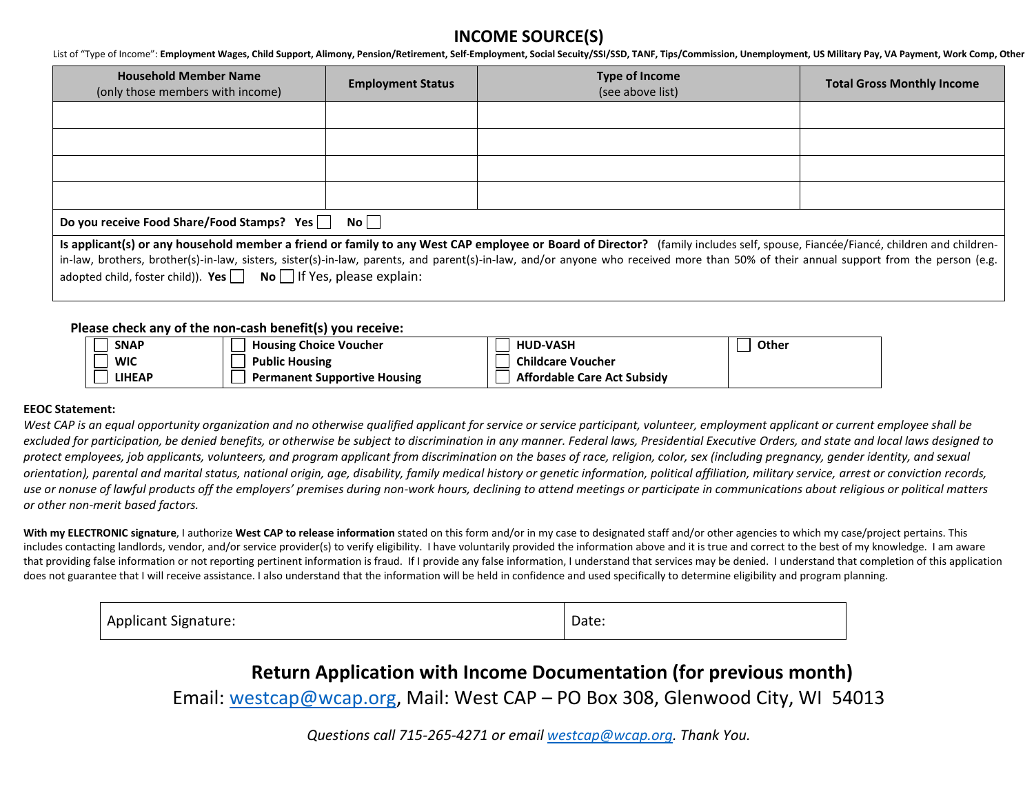# INCOME SOURCE(S)

List of "Type of Income": **Employment Wages, Child Support, Alimony, Pension/Retirement, Self-Employment, Social Secuity/SSI/SSD, TANF, Tips/Commission, Unemployment, US Military Pay, VA Payment, Work Comp, Other**

| **Household Member Name** (only those members with income) | **Employment Status** | **Type of Income** (see above list) | **Total Gross Monthly Income** |
|---|---|---|---|
| | | | |
| | | | |
| | | | |
| | | | |

**Do you receive Food Share/Food Stamps? Yes** ☐ **No** ☐

**Is applicant(s) or any household member a friend or family to any West CAP employee or Board of Director?** (family includes self, spouse, Fiancée/Fiancé, children and children-in-law, brothers, brother(s)-in-law, sisters, sister(s)-in-law, parents, and parent(s)-in-law, and/or anyone who received more than 50% of their annual support from the person (e.g. adopted child, foster child)). **Yes** ☐ **No** ☐ If Yes, please explain:

**Please check any of the non-cash benefit(s) you receive:**

| | | | |
|---|---|---|---|
| ☐ **SNAP** | ☐ **Housing Choice Voucher** | ☐ **HUD-VASH** | ☐ **Other** |
| ☐ **WIC** | ☐ **Public Housing** | ☐ **Childcare Voucher** | |
| ☐ **LIHEAP** | ☐ **Permanent Supportive Housing** | ☐ **Affordable Care Act Subsidy** | |

**EEOC Statement:**

*West CAP is an equal opportunity organization and no otherwise qualified applicant for service or service participant, volunteer, employment applicant or current employee shall be excluded for participation, be denied benefits, or otherwise be subject to discrimination in any manner. Federal laws, Presidential Executive Orders, and state and local laws designed to protect employees, job applicants, volunteers, and program applicant from discrimination on the bases of race, religion, color, sex (including pregnancy, gender identity, and sexual orientation), parental and marital status, national origin, age, disability, family medical history or genetic information, political affiliation, military service, arrest or conviction records, use or nonuse of lawful products off the employers' premises during non-work hours, declining to attend meetings or participate in communications about religious or political matters or other non-merit based factors.*

**With my ELECTRONIC signature**, I authorize **West CAP to release information** stated on this form and/or in my case to designated staff and/or other agencies to which my case/project pertains. This includes contacting landlords, vendor, and/or service provider(s) to verify eligibility. I have voluntarily provided the information above and it is true and correct to the best of my knowledge. I am aware that providing false information or not reporting pertinent information is fraud. If I provide any false information, I understand that services may be denied. I understand that completion of this application does not guarantee that I will receive assistance. I also understand that the information will be held in confidence and used specifically to determine eligibility and program planning.

| Applicant Signature: | Date: |
|---|---|

## Return Application with Income Documentation (for previous month)

Email: westcap@wcap.org, Mail: West CAP – PO Box 308, Glenwood City, WI 54013

*Questions call 715-265-4271 or email westcap@wcap.org. Thank You.*